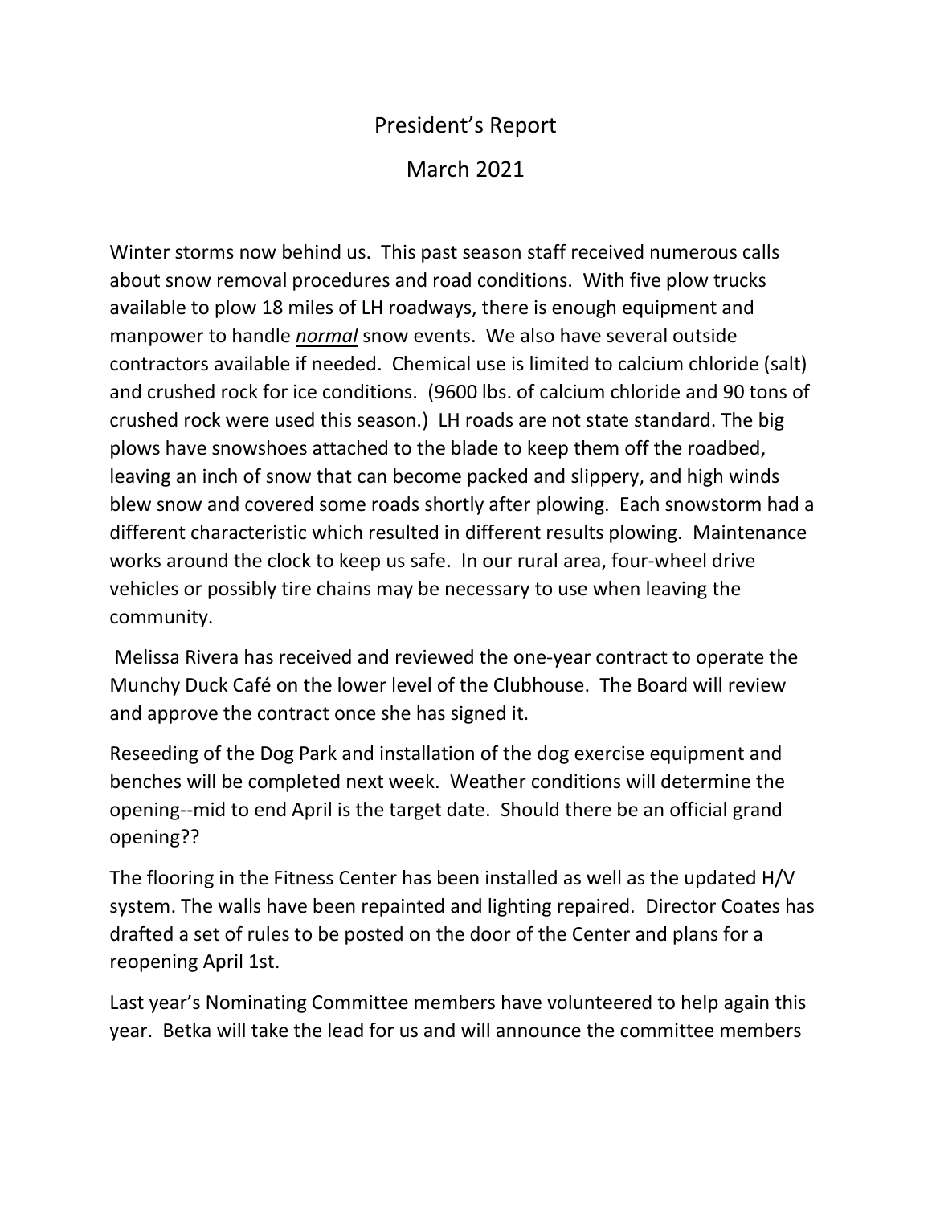# President's Report

## March 2021

Winter storms now behind us. This past season staff received numerous calls about snow removal procedures and road conditions. With five plow trucks available to plow 18 miles of LH roadways, there is enough equipment and manpower to handle ***normal*** snow events. We also have several outside contractors available if needed. Chemical use is limited to calcium chloride (salt) and crushed rock for ice conditions. (9600 lbs. of calcium chloride and 90 tons of crushed rock were used this season.) LH roads are not state standard. The big plows have snowshoes attached to the blade to keep them off the roadbed, leaving an inch of snow that can become packed and slippery, and high winds blew snow and covered some roads shortly after plowing. Each snowstorm had a different characteristic which resulted in different results plowing. Maintenance works around the clock to keep us safe. In our rural area, four-wheel drive vehicles or possibly tire chains may be necessary to use when leaving the community.

Melissa Rivera has received and reviewed the one-year contract to operate the Munchy Duck Café on the lower level of the Clubhouse. The Board will review and approve the contract once she has signed it.

Reseeding of the Dog Park and installation of the dog exercise equipment and benches will be completed next week. Weather conditions will determine the opening--mid to end April is the target date. Should there be an official grand opening??

The flooring in the Fitness Center has been installed as well as the updated H/V system. The walls have been repainted and lighting repaired. Director Coates has drafted a set of rules to be posted on the door of the Center and plans for a reopening April 1st.

Last year's Nominating Committee members have volunteered to help again this year. Betka will take the lead for us and will announce the committee members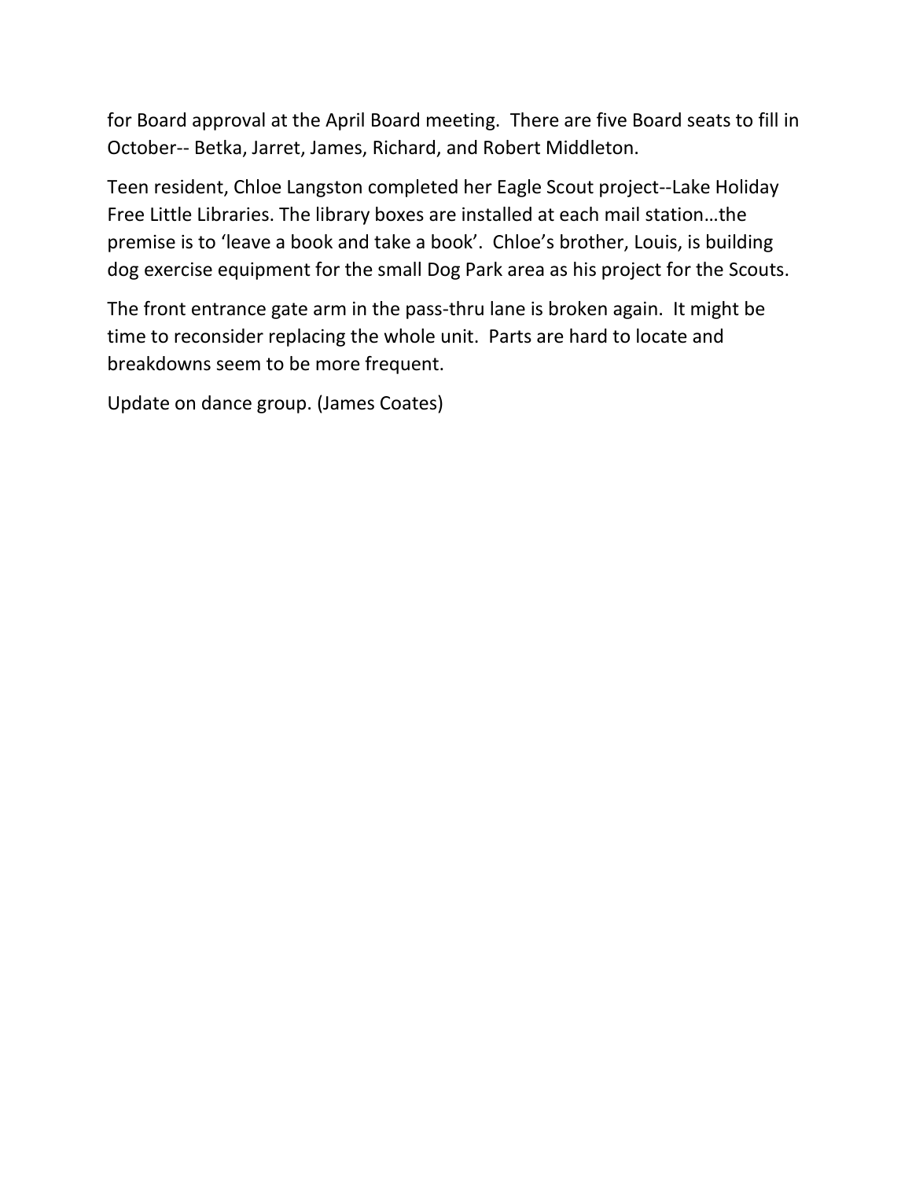for Board approval at the April Board meeting.  There are five Board seats to fill in October-- Betka, Jarret, James, Richard, and Robert Middleton.

Teen resident, Chloe Langston completed her Eagle Scout project--Lake Holiday Free Little Libraries. The library boxes are installed at each mail station…the premise is to 'leave a book and take a book'.  Chloe's brother, Louis, is building dog exercise equipment for the small Dog Park area as his project for the Scouts.

The front entrance gate arm in the pass-thru lane is broken again.  It might be time to reconsider replacing the whole unit.  Parts are hard to locate and breakdowns seem to be more frequent.

Update on dance group. (James Coates)